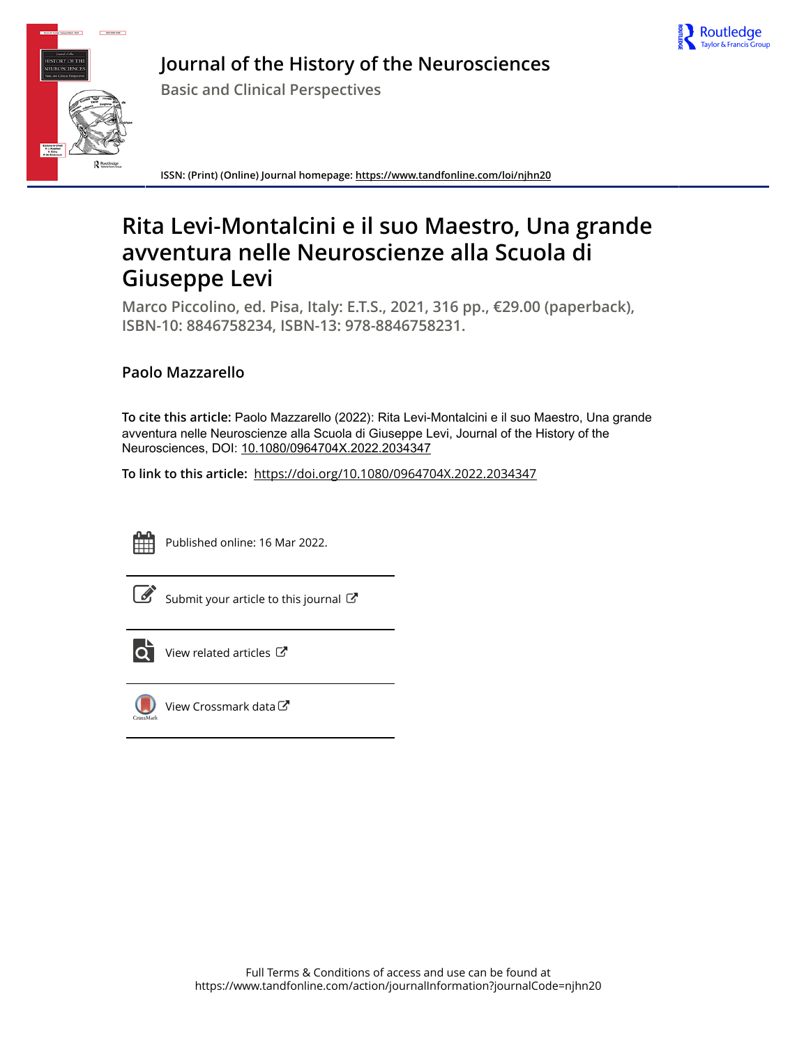# Journal of the History of the Neurosciences

## Basic and Clinical Perspectives

**ISSN: (Print) (Online) Journal homepage: https://www.tandfonline.com/loi/njhn20**

# Rita Levi-Montalcini e il suo Maestro, Una grande avventura nelle Neuroscienze alla Scuola di Giuseppe Levi

**Marco Piccolino, ed. Pisa, Italy: E.T.S., 2021, 316 pp., €29.00 (paperback), ISBN-10: 8846758234, ISBN-13: 978-8846758231.**

**Paolo Mazzarello**

**To cite this article:** Paolo Mazzarello (2022): Rita Levi-Montalcini e il suo Maestro, Una grande avventura nelle Neuroscienze alla Scuola di Giuseppe Levi, Journal of the History of the Neurosciences, DOI: 10.1080/0964704X.2022.2034347

**To link to this article:** https://doi.org/10.1080/0964704X.2022.2034347

Published online: 16 Mar 2022.

Submit your article to this journal

View related articles

View Crossmark data

Full Terms & Conditions of access and use can be found at https://www.tandfonline.com/action/journalInformation?journalCode=njhn20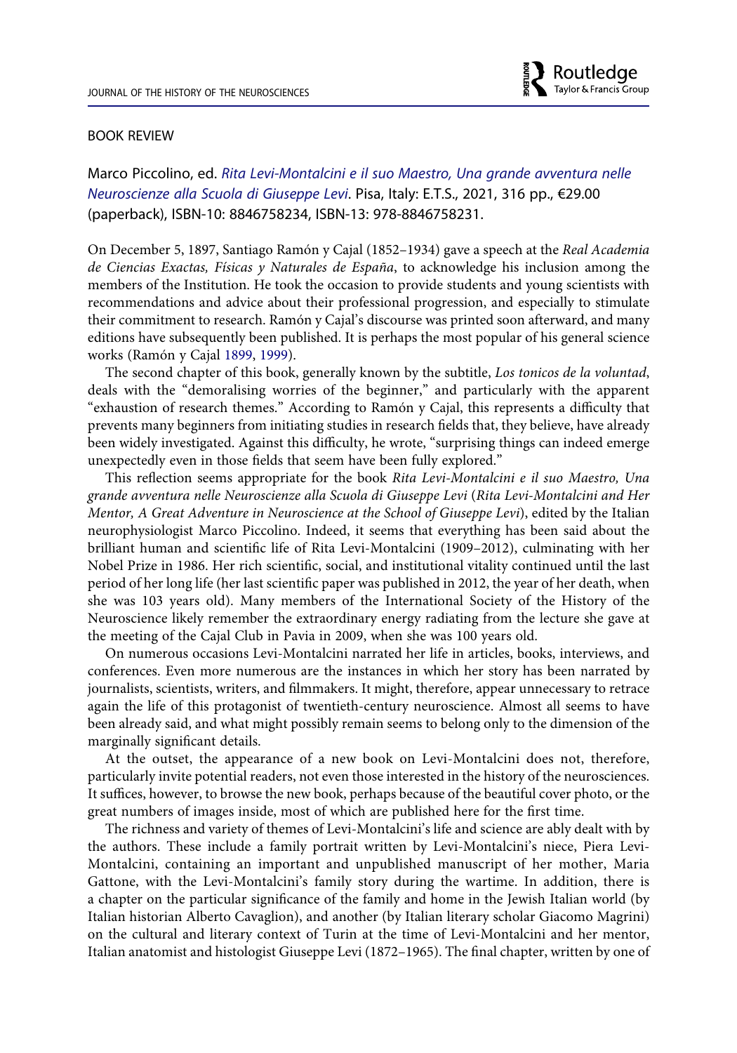BOOK REVIEW

Marco Piccolino, ed. *Rita Levi-Montalcini e il suo Maestro, Una grande avventura nelle Neuroscienze alla Scuola di Giuseppe Levi*. Pisa, Italy: E.T.S., 2021, 316 pp., €29.00 (paperback), ISBN-10: 8846758234, ISBN-13: 978-8846758231.

On December 5, 1897, Santiago Ramón y Cajal (1852–1934) gave a speech at the *Real Academia de Ciencias Exactas, Físicas y Naturales de España*, to acknowledge his inclusion among the members of the Institution. He took the occasion to provide students and young scientists with recommendations and advice about their professional progression, and especially to stimulate their commitment to research. Ramón y Cajal's discourse was printed soon afterward, and many editions have subsequently been published. It is perhaps the most popular of his general science works (Ramón y Cajal 1899, 1999).

The second chapter of this book, generally known by the subtitle, *Los tonicos de la voluntad*, deals with the "demoralising worries of the beginner," and particularly with the apparent "exhaustion of research themes." According to Ramón y Cajal, this represents a difficulty that prevents many beginners from initiating studies in research fields that, they believe, have already been widely investigated. Against this difficulty, he wrote, "surprising things can indeed emerge unexpectedly even in those fields that seem have been fully explored."

This reflection seems appropriate for the book *Rita Levi-Montalcini e il suo Maestro, Una grande avventura nelle Neuroscienze alla Scuola di Giuseppe Levi* (*Rita Levi-Montalcini and Her Mentor, A Great Adventure in Neuroscience at the School of Giuseppe Levi*), edited by the Italian neurophysiologist Marco Piccolino. Indeed, it seems that everything has been said about the brilliant human and scientific life of Rita Levi-Montalcini (1909–2012), culminating with her Nobel Prize in 1986. Her rich scientific, social, and institutional vitality continued until the last period of her long life (her last scientific paper was published in 2012, the year of her death, when she was 103 years old). Many members of the International Society of the History of the Neuroscience likely remember the extraordinary energy radiating from the lecture she gave at the meeting of the Cajal Club in Pavia in 2009, when she was 100 years old.

On numerous occasions Levi-Montalcini narrated her life in articles, books, interviews, and conferences. Even more numerous are the instances in which her story has been narrated by journalists, scientists, writers, and filmmakers. It might, therefore, appear unnecessary to retrace again the life of this protagonist of twentieth-century neuroscience. Almost all seems to have been already said, and what might possibly remain seems to belong only to the dimension of the marginally significant details.

At the outset, the appearance of a new book on Levi-Montalcini does not, therefore, particularly invite potential readers, not even those interested in the history of the neurosciences. It suffices, however, to browse the new book, perhaps because of the beautiful cover photo, or the great numbers of images inside, most of which are published here for the first time.

The richness and variety of themes of Levi-Montalcini's life and science are ably dealt with by the authors. These include a family portrait written by Levi-Montalcini's niece, Piera Levi-Montalcini, containing an important and unpublished manuscript of her mother, Maria Gattone, with the Levi-Montalcini's family story during the wartime. In addition, there is a chapter on the particular significance of the family and home in the Jewish Italian world (by Italian historian Alberto Cavaglion), and another (by Italian literary scholar Giacomo Magrini) on the cultural and literary context of Turin at the time of Levi-Montalcini and her mentor, Italian anatomist and histologist Giuseppe Levi (1872–1965). The final chapter, written by one of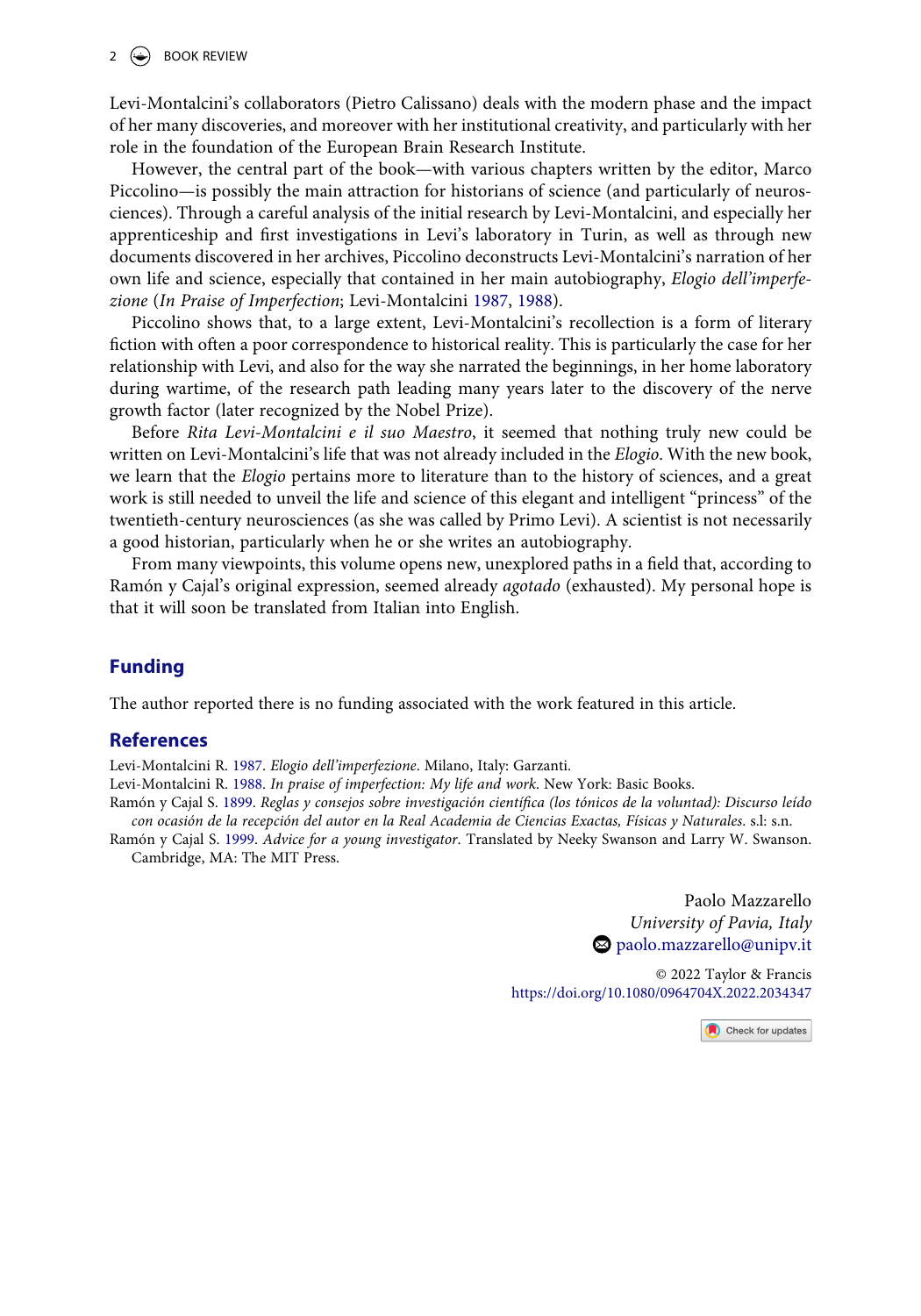Levi-Montalcini's collaborators (Pietro Calissano) deals with the modern phase and the impact of her many discoveries, and moreover with her institutional creativity, and particularly with her role in the foundation of the European Brain Research Institute.

However, the central part of the book—with various chapters written by the editor, Marco Piccolino—is possibly the main attraction for historians of science (and particularly of neurosciences). Through a careful analysis of the initial research by Levi-Montalcini, and especially her apprenticeship and first investigations in Levi's laboratory in Turin, as well as through new documents discovered in her archives, Piccolino deconstructs Levi-Montalcini's narration of her own life and science, especially that contained in her main autobiography, *Elogio dell'imperfezione* (*In Praise of Imperfection*; Levi-Montalcini 1987, 1988).

Piccolino shows that, to a large extent, Levi-Montalcini's recollection is a form of literary fiction with often a poor correspondence to historical reality. This is particularly the case for her relationship with Levi, and also for the way she narrated the beginnings, in her home laboratory during wartime, of the research path leading many years later to the discovery of the nerve growth factor (later recognized by the Nobel Prize).

Before *Rita Levi-Montalcini e il suo Maestro*, it seemed that nothing truly new could be written on Levi-Montalcini's life that was not already included in the *Elogio*. With the new book, we learn that the *Elogio* pertains more to literature than to the history of sciences, and a great work is still needed to unveil the life and science of this elegant and intelligent "princess" of the twentieth-century neurosciences (as she was called by Primo Levi). A scientist is not necessarily a good historian, particularly when he or she writes an autobiography.

From many viewpoints, this volume opens new, unexplored paths in a field that, according to Ramón y Cajal's original expression, seemed already *agotado* (exhausted). My personal hope is that it will soon be translated from Italian into English.

## Funding

The author reported there is no funding associated with the work featured in this article.

## References

Levi-Montalcini R. 1987. *Elogio dell'imperfezione*. Milano, Italy: Garzanti.

Levi-Montalcini R. 1988. *In praise of imperfection: My life and work*. New York: Basic Books.

Ramón y Cajal S. 1899. *Reglas y consejos sobre investigación científica (los tónicos de la voluntad): Discurso leído con ocasión de la recepción del autor en la Real Academia de Ciencias Exactas, Físicas y Naturales*. s.l: s.n.

Ramón y Cajal S. 1999. *Advice for a young investigator*. Translated by Neeky Swanson and Larry W. Swanson. Cambridge, MA: The MIT Press.

Paolo Mazzarello
*University of Pavia, Italy*
paolo.mazzarello@unipv.it

© 2022 Taylor & Francis
https://doi.org/10.1080/0964704X.2022.2034347